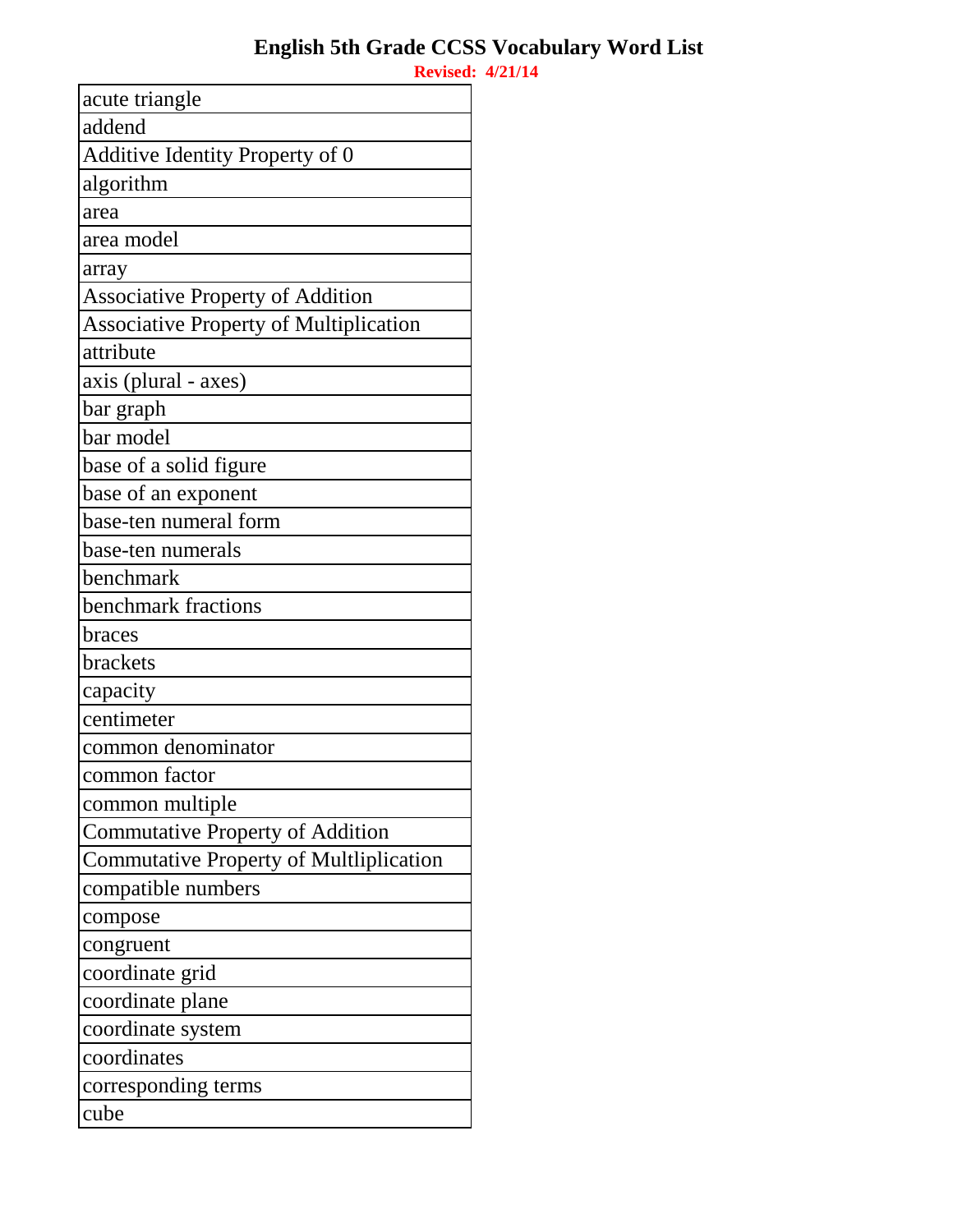# English 5th Grade CCSS Vocabulary Word List

**Revised: 4/21/14**

| acute triangle |
|---|
| addend |
| Additive Identity Property of 0 |
| algorithm |
| area |
| area model |
| array |
| Associative Property of Addition |
| Associative Property of Multiplication |
| attribute |
| axis (plural - axes) |
| bar graph |
| bar model |
| base of a solid figure |
| base of an exponent |
| base-ten numeral form |
| base-ten numerals |
| benchmark |
| benchmark fractions |
| braces |
| brackets |
| capacity |
| centimeter |
| common denominator |
| common factor |
| common multiple |
| Commutative Property of Addition |
| Commutative Property of Multliplication |
| compatible numbers |
| compose |
| congruent |
| coordinate grid |
| coordinate plane |
| coordinate system |
| coordinates |
| corresponding terms |
| cube |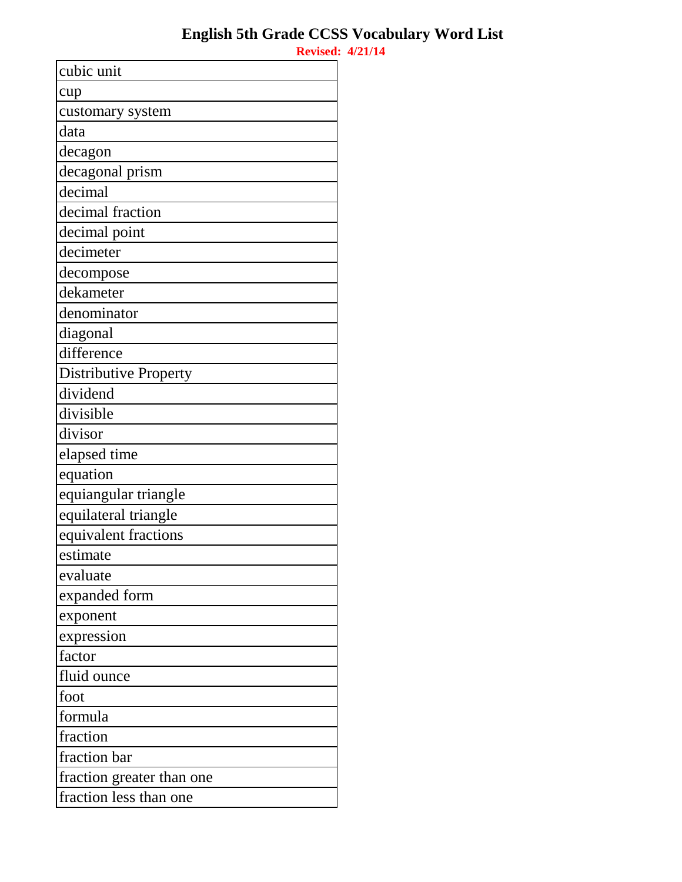# English 5th Grade CCSS Vocabulary Word List

**Revised: 4/21/14**

| cubic unit |
|---|
| cup |
| customary system |
| data |
| decagon |
| decagonal prism |
| decimal |
| decimal fraction |
| decimal point |
| decimeter |
| decompose |
| dekameter |
| denominator |
| diagonal |
| difference |
| Distributive Property |
| dividend |
| divisible |
| divisor |
| elapsed time |
| equation |
| equiangular triangle |
| equilateral triangle |
| equivalent fractions |
| estimate |
| evaluate |
| expanded form |
| exponent |
| expression |
| factor |
| fluid ounce |
| foot |
| formula |
| fraction |
| fraction bar |
| fraction greater than one |
| fraction less than one |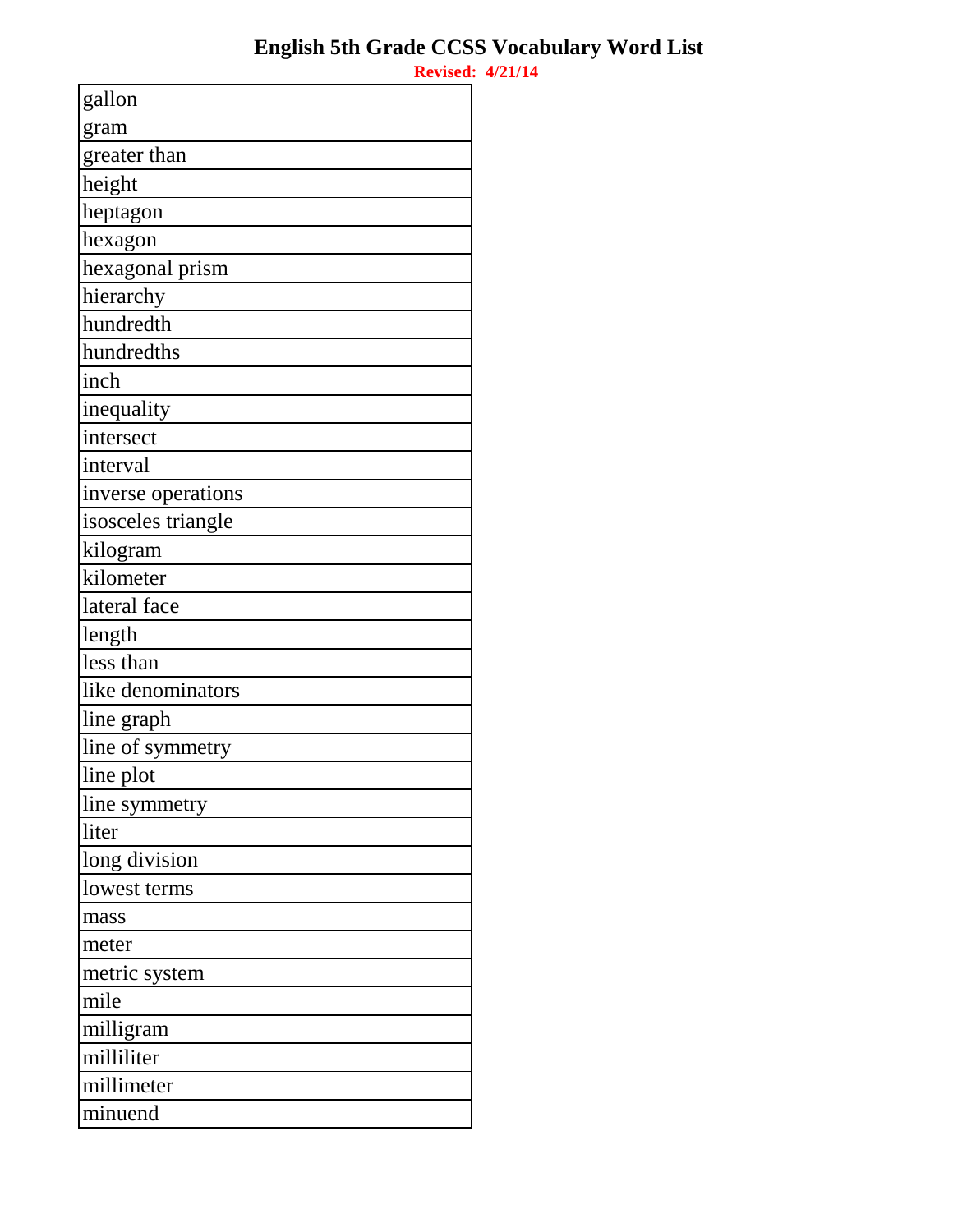# English 5th Grade CCSS Vocabulary Word List

**Revised: 4/21/14**

| gallon |
| --- |
| gram |
| greater than |
| height |
| heptagon |
| hexagon |
| hexagonal prism |
| hierarchy |
| hundredth |
| hundredths |
| inch |
| inequality |
| intersect |
| interval |
| inverse operations |
| isosceles triangle |
| kilogram |
| kilometer |
| lateral face |
| length |
| less than |
| like denominators |
| line graph |
| line of symmetry |
| line plot |
| line symmetry |
| liter |
| long division |
| lowest terms |
| mass |
| meter |
| metric system |
| mile |
| milligram |
| milliliter |
| millimeter |
| minuend |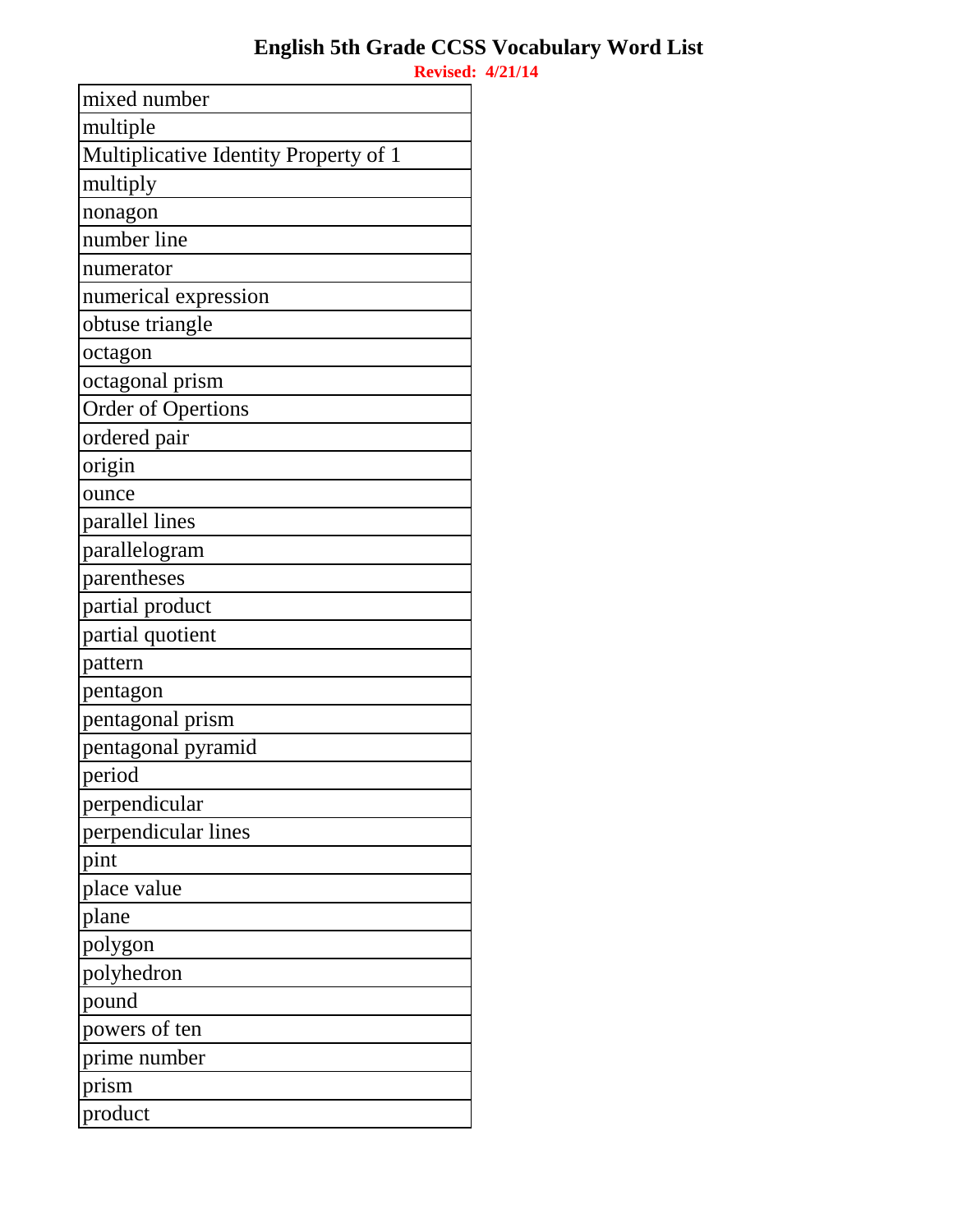# English 5th Grade CCSS Vocabulary Word List

**Revised: 4/21/14**

| mixed number |
|---|
| multiple |
| Multiplicative Identity Property of 1 |
| multiply |
| nonagon |
| number line |
| numerator |
| numerical expression |
| obtuse triangle |
| octagon |
| octagonal prism |
| Order of Opertions |
| ordered pair |
| origin |
| ounce |
| parallel lines |
| parallelogram |
| parentheses |
| partial product |
| partial quotient |
| pattern |
| pentagon |
| pentagonal prism |
| pentagonal pyramid |
| period |
| perpendicular |
| perpendicular lines |
| pint |
| place value |
| plane |
| polygon |
| polyhedron |
| pound |
| powers of ten |
| prime number |
| prism |
| product |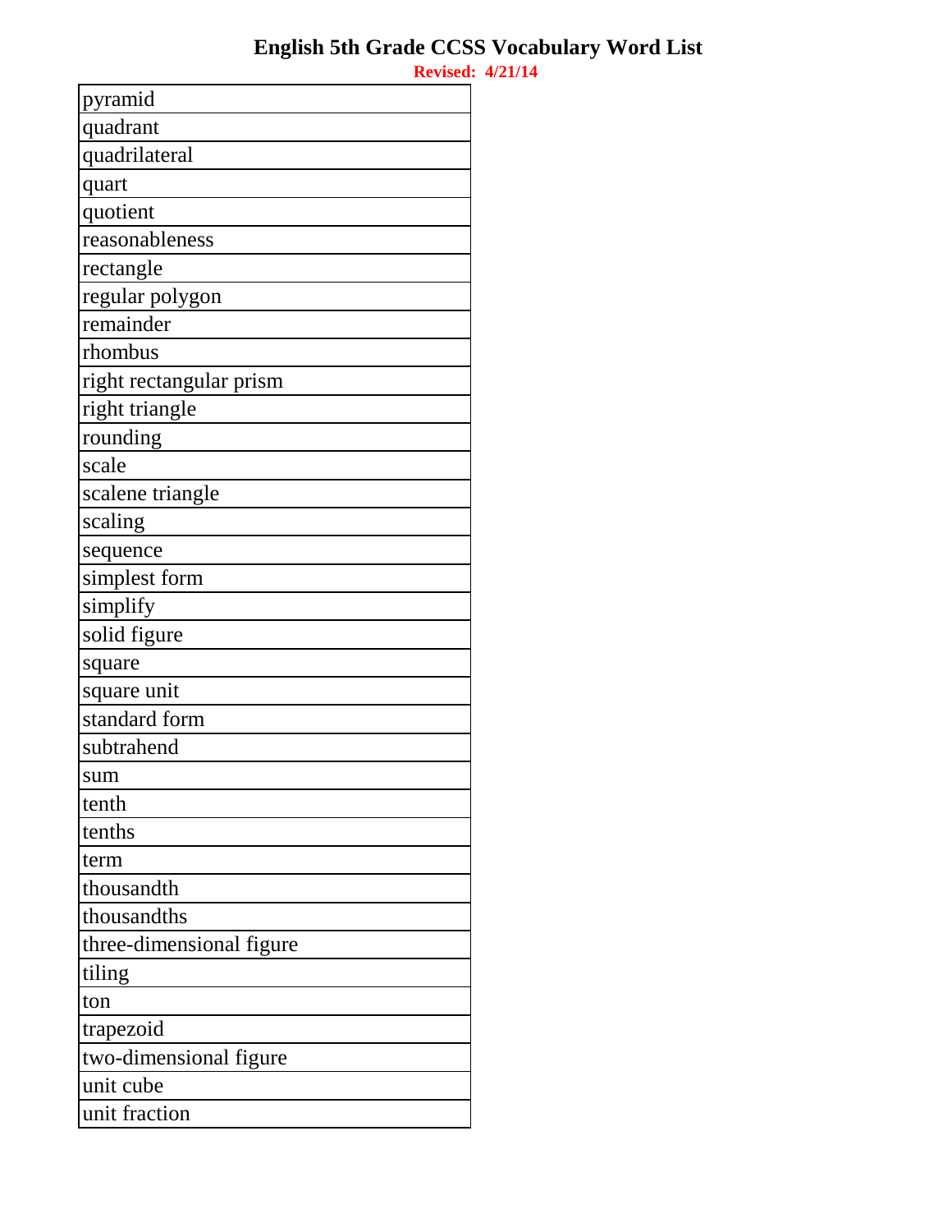# English 5th Grade CCSS Vocabulary Word List

**Revised: 4/21/14**

| pyramid |
|---|
| quadrant |
| quadrilateral |
| quart |
| quotient |
| reasonableness |
| rectangle |
| regular polygon |
| remainder |
| rhombus |
| right rectangular prism |
| right triangle |
| rounding |
| scale |
| scalene triangle |
| scaling |
| sequence |
| simplest form |
| simplify |
| solid figure |
| square |
| square unit |
| standard form |
| subtrahend |
| sum |
| tenth |
| tenths |
| term |
| thousandth |
| thousandths |
| three-dimensional figure |
| tiling |
| ton |
| trapezoid |
| two-dimensional figure |
| unit cube |
| unit fraction |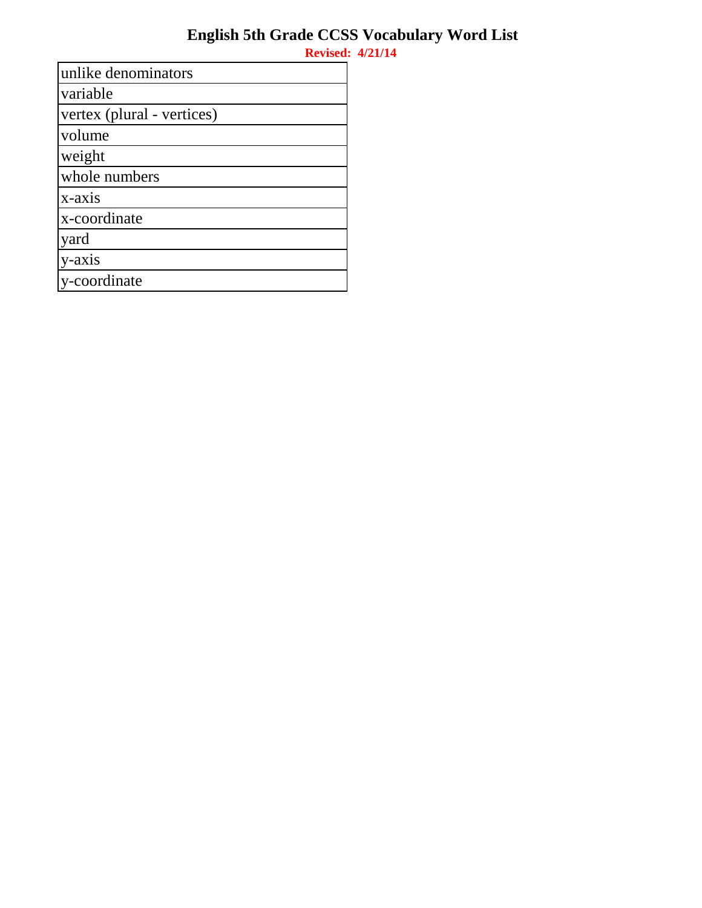# English 5th Grade CCSS Vocabulary Word List

**Revised: 4/21/14**

| |
|---|
| unlike denominators |
| variable |
| vertex (plural - vertices) |
| volume |
| weight |
| whole numbers |
| x-axis |
| x-coordinate |
| yard |
| y-axis |
| y-coordinate |